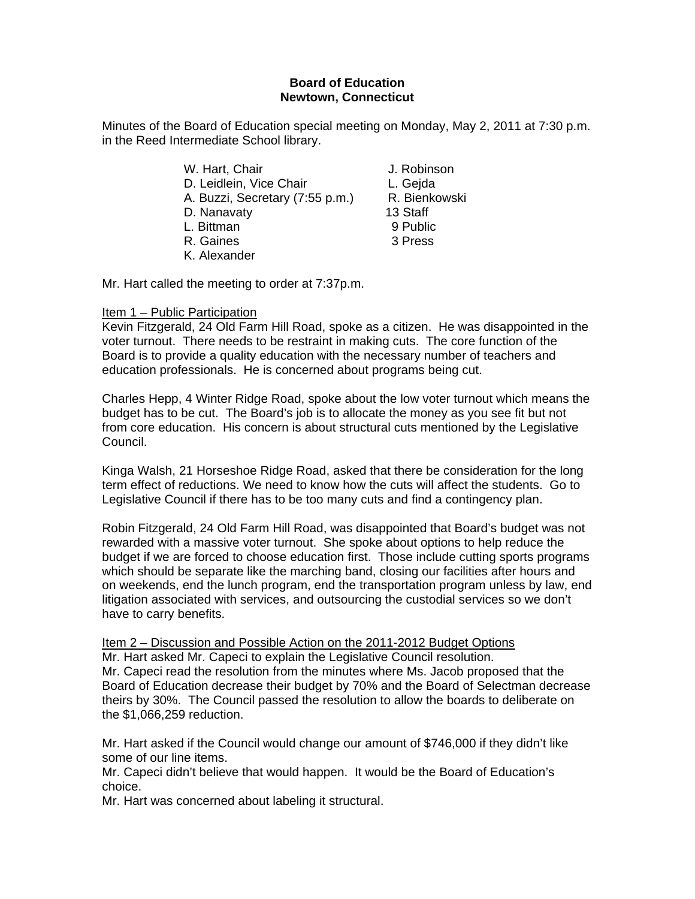**Board of Education**
**Newtown, Connecticut**

Minutes of the Board of Education special meeting on Monday, May 2, 2011 at 7:30 p.m. in the Reed Intermediate School library.

| | |
|---|---|
| W. Hart, Chair | J. Robinson |
| D. Leidlein, Vice Chair | L. Gejda |
| A. Buzzi, Secretary (7:55 p.m.) | R. Bienkowski |
| D. Nanavaty | 13 Staff |
| L. Bittman | 9 Public |
| R. Gaines | 3 Press |
| K. Alexander | |

Mr. Hart called the meeting to order at 7:37p.m.

Item 1 – Public Participation

Kevin Fitzgerald, 24 Old Farm Hill Road, spoke as a citizen. He was disappointed in the voter turnout. There needs to be restraint in making cuts. The core function of the Board is to provide a quality education with the necessary number of teachers and education professionals. He is concerned about programs being cut.

Charles Hepp, 4 Winter Ridge Road, spoke about the low voter turnout which means the budget has to be cut. The Board's job is to allocate the money as you see fit but not from core education. His concern is about structural cuts mentioned by the Legislative Council.

Kinga Walsh, 21 Horseshoe Ridge Road, asked that there be consideration for the long term effect of reductions. We need to know how the cuts will affect the students. Go to Legislative Council if there has to be too many cuts and find a contingency plan.

Robin Fitzgerald, 24 Old Farm Hill Road, was disappointed that Board's budget was not rewarded with a massive voter turnout. She spoke about options to help reduce the budget if we are forced to choose education first. Those include cutting sports programs which should be separate like the marching band, closing our facilities after hours and on weekends, end the lunch program, end the transportation program unless by law, end litigation associated with services, and outsourcing the custodial services so we don't have to carry benefits.

Item 2 – Discussion and Possible Action on the 2011-2012 Budget Options

Mr. Hart asked Mr. Capeci to explain the Legislative Council resolution.

Mr. Capeci read the resolution from the minutes where Ms. Jacob proposed that the Board of Education decrease their budget by 70% and the Board of Selectman decrease theirs by 30%. The Council passed the resolution to allow the boards to deliberate on the $1,066,259 reduction.

Mr. Hart asked if the Council would change our amount of $746,000 if they didn't like some of our line items.

Mr. Capeci didn't believe that would happen. It would be the Board of Education's choice.

Mr. Hart was concerned about labeling it structural.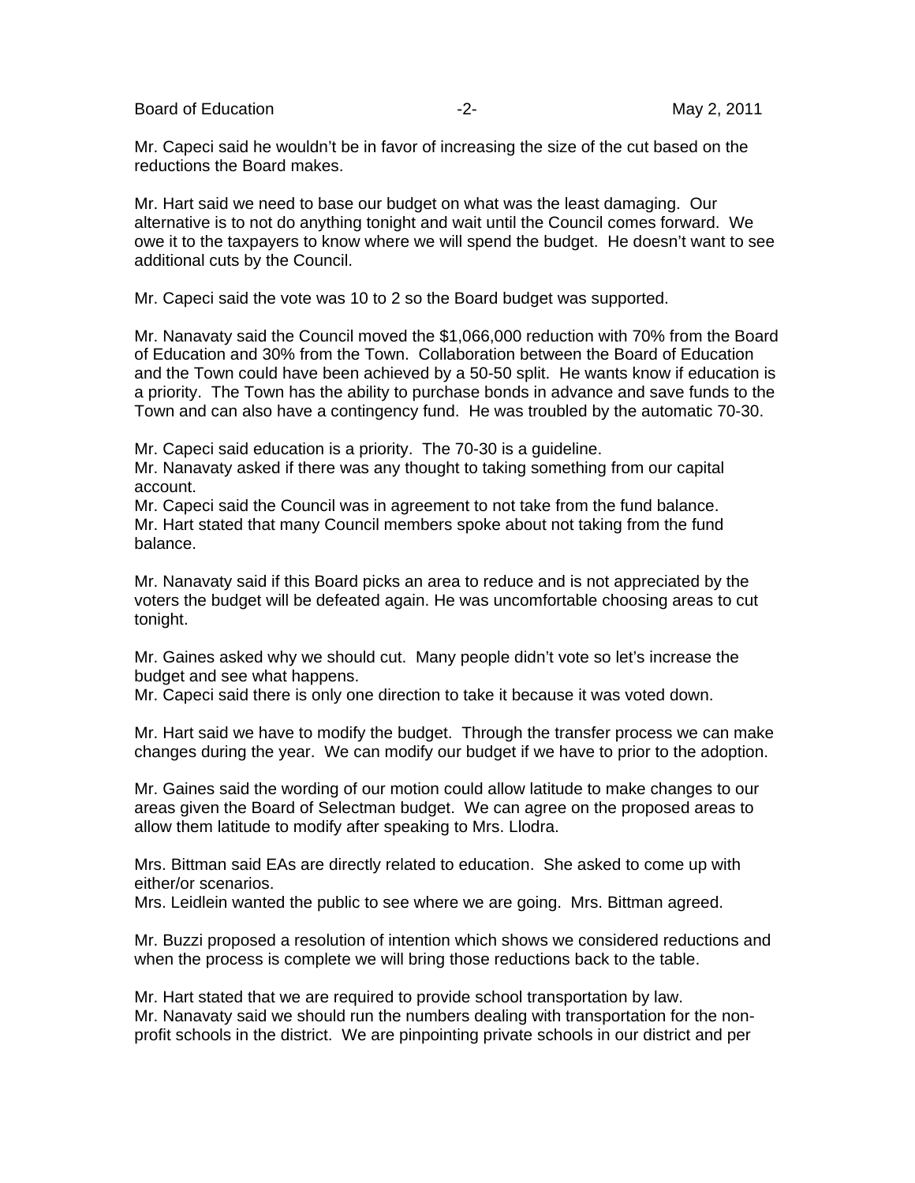Mr. Capeci said he wouldn't be in favor of increasing the size of the cut based on the reductions the Board makes.

Mr. Hart said we need to base our budget on what was the least damaging. Our alternative is to not do anything tonight and wait until the Council comes forward. We owe it to the taxpayers to know where we will spend the budget. He doesn't want to see additional cuts by the Council.

Mr. Capeci said the vote was 10 to 2 so the Board budget was supported.

Mr. Nanavaty said the Council moved the $1,066,000 reduction with 70% from the Board of Education and 30% from the Town. Collaboration between the Board of Education and the Town could have been achieved by a 50-50 split. He wants know if education is a priority. The Town has the ability to purchase bonds in advance and save funds to the Town and can also have a contingency fund. He was troubled by the automatic 70-30.

Mr. Capeci said education is a priority. The 70-30 is a guideline.
Mr. Nanavaty asked if there was any thought to taking something from our capital account.
Mr. Capeci said the Council was in agreement to not take from the fund balance.
Mr. Hart stated that many Council members spoke about not taking from the fund balance.

Mr. Nanavaty said if this Board picks an area to reduce and is not appreciated by the voters the budget will be defeated again. He was uncomfortable choosing areas to cut tonight.

Mr. Gaines asked why we should cut. Many people didn't vote so let's increase the budget and see what happens.
Mr. Capeci said there is only one direction to take it because it was voted down.

Mr. Hart said we have to modify the budget. Through the transfer process we can make changes during the year. We can modify our budget if we have to prior to the adoption.

Mr. Gaines said the wording of our motion could allow latitude to make changes to our areas given the Board of Selectman budget. We can agree on the proposed areas to allow them latitude to modify after speaking to Mrs. Llodra.

Mrs. Bittman said EAs are directly related to education. She asked to come up with either/or scenarios.
Mrs. Leidlein wanted the public to see where we are going. Mrs. Bittman agreed.

Mr. Buzzi proposed a resolution of intention which shows we considered reductions and when the process is complete we will bring those reductions back to the table.

Mr. Hart stated that we are required to provide school transportation by law.
Mr. Nanavaty said we should run the numbers dealing with transportation for the non-profit schools in the district. We are pinpointing private schools in our district and per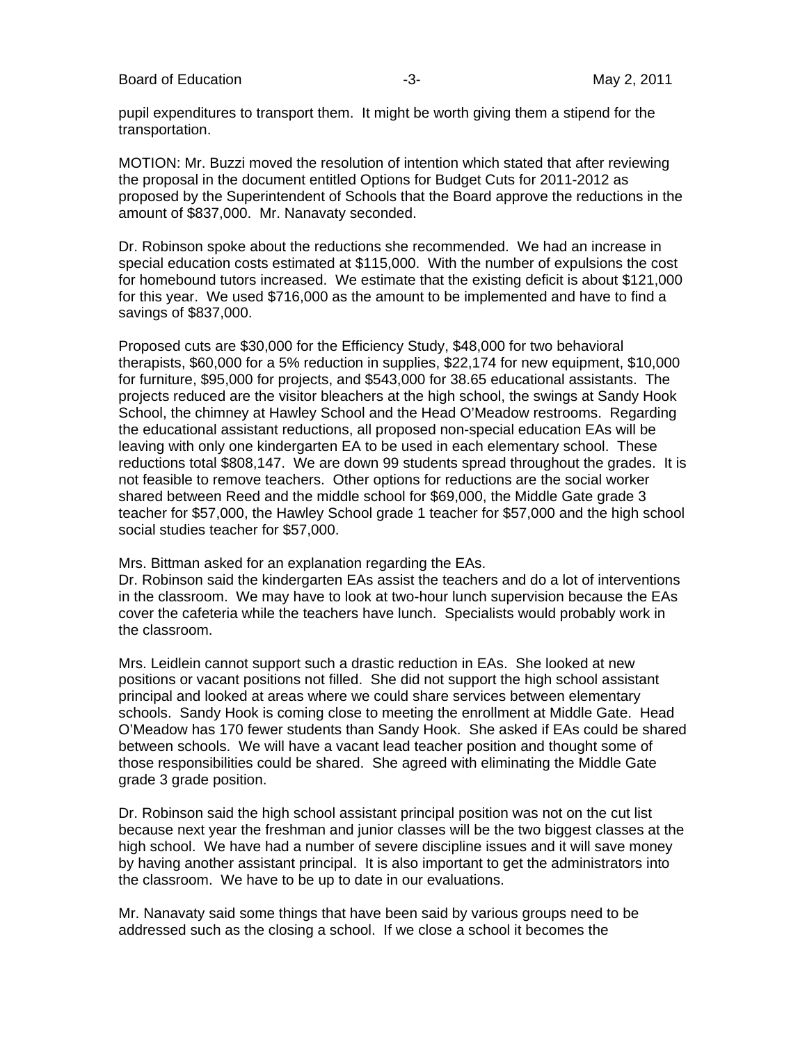pupil expenditures to transport them. It might be worth giving them a stipend for the transportation.

MOTION: Mr. Buzzi moved the resolution of intention which stated that after reviewing the proposal in the document entitled Options for Budget Cuts for 2011-2012 as proposed by the Superintendent of Schools that the Board approve the reductions in the amount of $837,000. Mr. Nanavaty seconded.

Dr. Robinson spoke about the reductions she recommended. We had an increase in special education costs estimated at $115,000. With the number of expulsions the cost for homebound tutors increased. We estimate that the existing deficit is about $121,000 for this year. We used $716,000 as the amount to be implemented and have to find a savings of $837,000.

Proposed cuts are $30,000 for the Efficiency Study, $48,000 for two behavioral therapists, $60,000 for a 5% reduction in supplies, $22,174 for new equipment, $10,000 for furniture, $95,000 for projects, and $543,000 for 38.65 educational assistants. The projects reduced are the visitor bleachers at the high school, the swings at Sandy Hook School, the chimney at Hawley School and the Head O'Meadow restrooms. Regarding the educational assistant reductions, all proposed non-special education EAs will be leaving with only one kindergarten EA to be used in each elementary school. These reductions total $808,147. We are down 99 students spread throughout the grades. It is not feasible to remove teachers. Other options for reductions are the social worker shared between Reed and the middle school for $69,000, the Middle Gate grade 3 teacher for $57,000, the Hawley School grade 1 teacher for $57,000 and the high school social studies teacher for $57,000.

Mrs. Bittman asked for an explanation regarding the EAs.
Dr. Robinson said the kindergarten EAs assist the teachers and do a lot of interventions in the classroom. We may have to look at two-hour lunch supervision because the EAs cover the cafeteria while the teachers have lunch. Specialists would probably work in the classroom.

Mrs. Leidlein cannot support such a drastic reduction in EAs. She looked at new positions or vacant positions not filled. She did not support the high school assistant principal and looked at areas where we could share services between elementary schools. Sandy Hook is coming close to meeting the enrollment at Middle Gate. Head O'Meadow has 170 fewer students than Sandy Hook. She asked if EAs could be shared between schools. We will have a vacant lead teacher position and thought some of those responsibilities could be shared. She agreed with eliminating the Middle Gate grade 3 grade position.

Dr. Robinson said the high school assistant principal position was not on the cut list because next year the freshman and junior classes will be the two biggest classes at the high school. We have had a number of severe discipline issues and it will save money by having another assistant principal. It is also important to get the administrators into the classroom. We have to be up to date in our evaluations.

Mr. Nanavaty said some things that have been said by various groups need to be addressed such as the closing a school. If we close a school it becomes the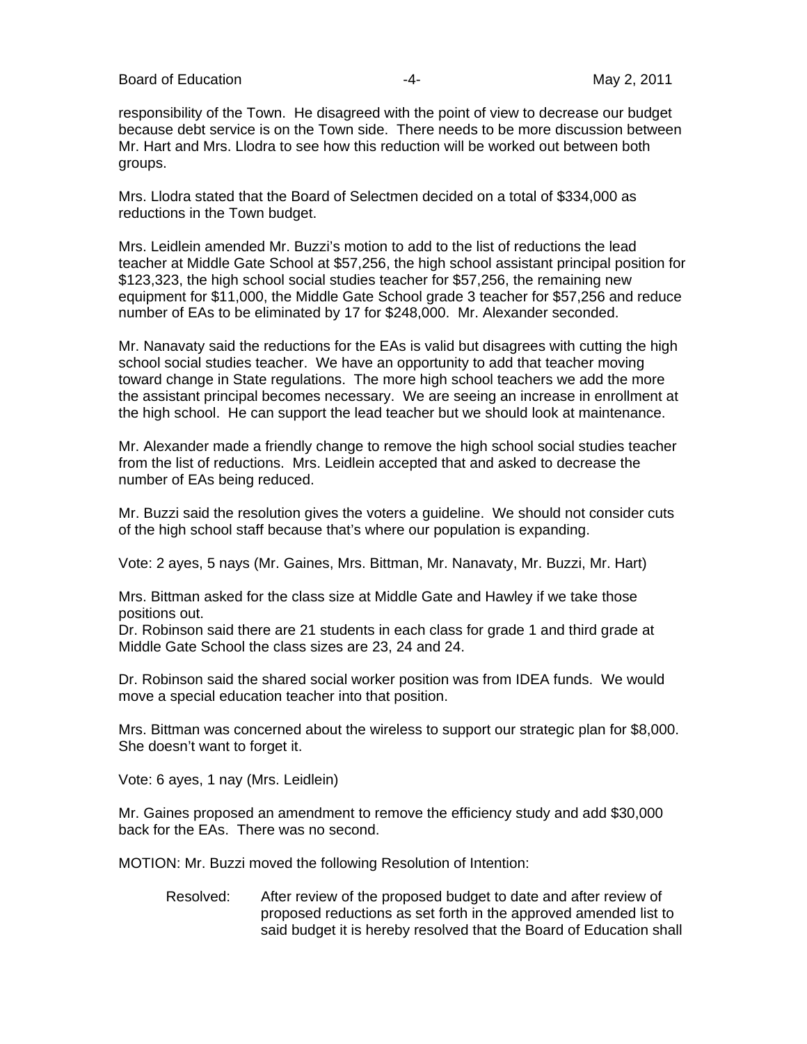responsibility of the Town. He disagreed with the point of view to decrease our budget because debt service is on the Town side. There needs to be more discussion between Mr. Hart and Mrs. Llodra to see how this reduction will be worked out between both groups.

Mrs. Llodra stated that the Board of Selectmen decided on a total of $334,000 as reductions in the Town budget.

Mrs. Leidlein amended Mr. Buzzi's motion to add to the list of reductions the lead teacher at Middle Gate School at $57,256, the high school assistant principal position for $123,323, the high school social studies teacher for $57,256, the remaining new equipment for $11,000, the Middle Gate School grade 3 teacher for $57,256 and reduce number of EAs to be eliminated by 17 for $248,000. Mr. Alexander seconded.

Mr. Nanavaty said the reductions for the EAs is valid but disagrees with cutting the high school social studies teacher. We have an opportunity to add that teacher moving toward change in State regulations. The more high school teachers we add the more the assistant principal becomes necessary. We are seeing an increase in enrollment at the high school. He can support the lead teacher but we should look at maintenance.

Mr. Alexander made a friendly change to remove the high school social studies teacher from the list of reductions. Mrs. Leidlein accepted that and asked to decrease the number of EAs being reduced.

Mr. Buzzi said the resolution gives the voters a guideline. We should not consider cuts of the high school staff because that's where our population is expanding.

Vote: 2 ayes, 5 nays (Mr. Gaines, Mrs. Bittman, Mr. Nanavaty, Mr. Buzzi, Mr. Hart)

Mrs. Bittman asked for the class size at Middle Gate and Hawley if we take those positions out.
Dr. Robinson said there are 21 students in each class for grade 1 and third grade at Middle Gate School the class sizes are 23, 24 and 24.

Dr. Robinson said the shared social worker position was from IDEA funds. We would move a special education teacher into that position.

Mrs. Bittman was concerned about the wireless to support our strategic plan for $8,000. She doesn't want to forget it.

Vote: 6 ayes, 1 nay (Mrs. Leidlein)

Mr. Gaines proposed an amendment to remove the efficiency study and add $30,000 back for the EAs. There was no second.

MOTION: Mr. Buzzi moved the following Resolution of Intention:

Resolved: After review of the proposed budget to date and after review of proposed reductions as set forth in the approved amended list to said budget it is hereby resolved that the Board of Education shall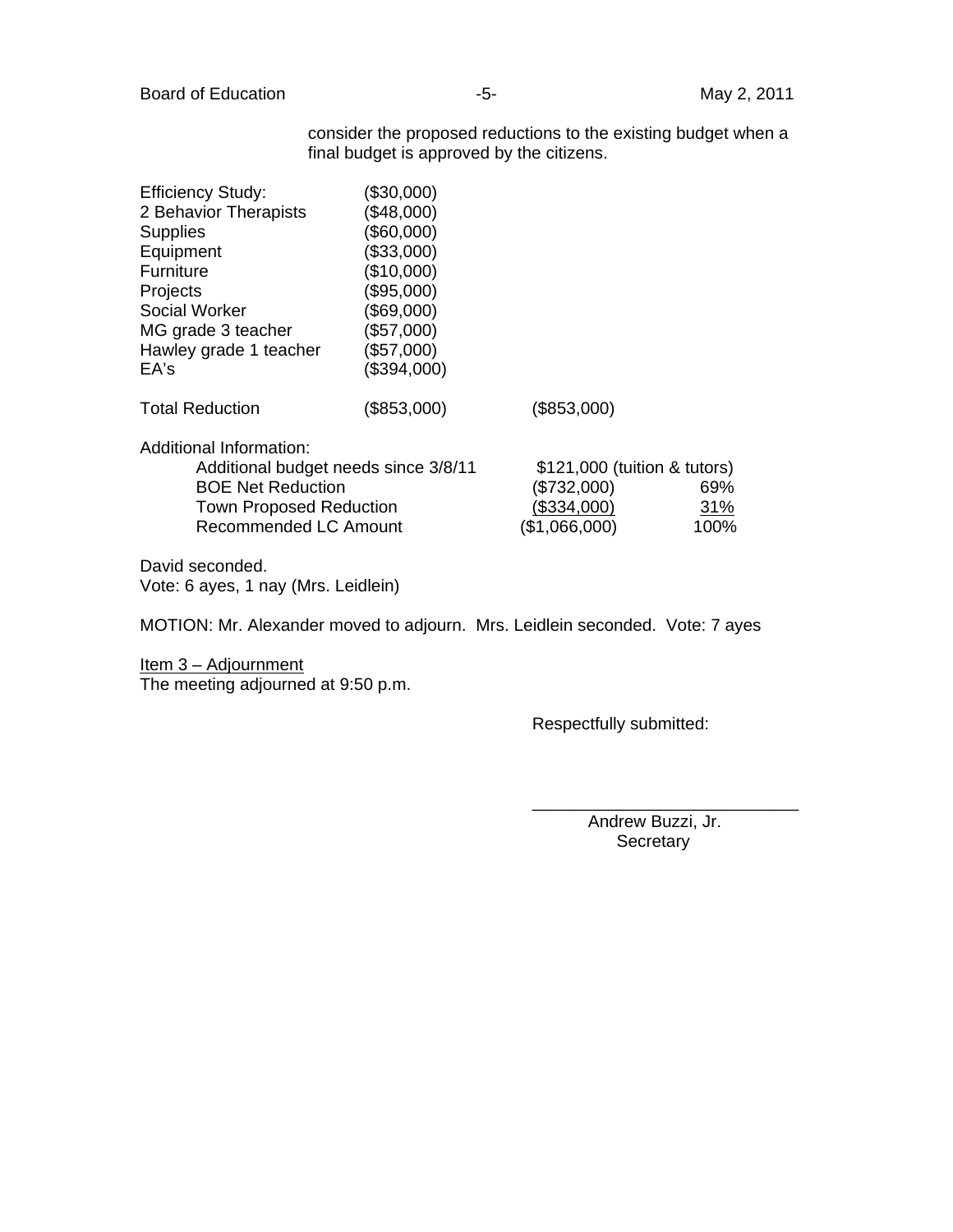consider the proposed reductions to the existing budget when a final budget is approved by the citizens.

| | | |
|---|---|---|
| Efficiency Study: | ($30,000) | |
| 2 Behavior Therapists | ($48,000) | |
| Supplies | ($60,000) | |
| Equipment | ($33,000) | |
| Furniture | ($10,000) | |
| Projects | ($95,000) | |
| Social Worker | ($69,000) | |
| MG grade 3 teacher | ($57,000) | |
| Hawley grade 1 teacher | ($57,000) | |
| EA's | ($394,000) | |
| Total Reduction | ($853,000) | ($853,000) |

Additional Information:

| | | |
|---|---|---|
| Additional budget needs since 3/8/11 | $121,000 (tuition & tutors) | |
| BOE Net Reduction | ($732,000) | 69% |
| Town Proposed Reduction | ($334,000) | 31% |
| Recommended LC Amount | ($1,066,000) | 100% |

David seconded.
Vote: 6 ayes, 1 nay (Mrs. Leidlein)

MOTION: Mr. Alexander moved to adjourn. Mrs. Leidlein seconded. Vote: 7 ayes

Item 3 – Adjournment
The meeting adjourned at 9:50 p.m.

Respectfully submitted:

\_\_\_\_\_\_\_\_\_\_\_\_\_\_\_\_\_\_\_\_\_\_\_\_\_\_\_\_

Andrew Buzzi, Jr.
Secretary